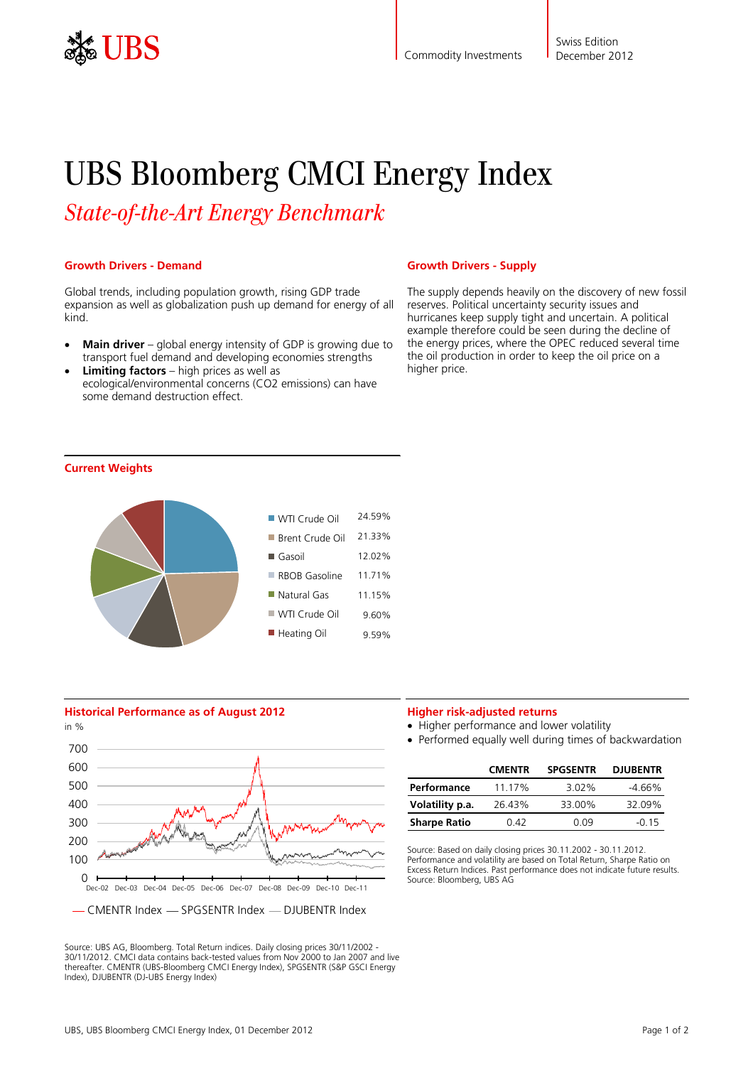Commodity Investments

Swiss Edition
December 2012

# UBS Bloomberg CMCI Energy Index

*State-of-the-Art Energy Benchmark*

### Growth Drivers - Demand

Global trends, including population growth, rising GDP trade expansion as well as globalization push up demand for energy of all kind.

- **Main driver** – global energy intensity of GDP is growing due to transport fuel demand and developing economies strengths
- **Limiting factors** – high prices as well as ecological/environmental concerns ($CO_2$ emissions) can have some demand destruction effect.

### Growth Drivers - Supply

The supply depends heavily on the discovery of new fossil reserves. Political uncertainty security issues and hurricanes keep supply tight and uncertain. A political example therefore could be seen during the decline of the energy prices, where the OPEC reduced several time the oil production in order to keep the oil price on a higher price.

### Current Weights

| | |
|---|---|
| WTI Crude Oil | 24.59% |
| Brent Crude Oil | 21.33% |
| Gasoil | 12.02% |
| RBOB Gasoline | 11.71% |
| Natural Gas | 11.15% |
| WTI Crude Oil | 9.60% |
| Heating Oil | 9.59% |

### Historical Performance as of August 2012

in %

— CMENTR Index — SPGSENTR Index — DJUBENTR Index

Source: UBS AG, Bloomberg. Total Return indices. Daily closing prices 30/11/2002 - 30/11/2012. CMCI data contains back-tested values from Nov 2000 to Jan 2007 and live thereafter. CMENTR (UBS-Bloomberg CMCI Energy Index), SPGSENTR (S&P GSCI Energy Index), DJUBENTR (DJ-UBS Energy Index)

### Higher risk-adjusted returns

- Higher performance and lower volatility
- Performed equally well during times of backwardation

| | CMENTR | SPGSENTR | DJUBENTR |
|---|---|---|---|
| **Performance** | 11.17% | 3.02% | -4.66% |
| **Volatility p.a.** | 26.43% | 33.00% | 32.09% |
| **Sharpe Ratio** | 0.42 | 0.09 | -0.15 |

Source: Based on daily closing prices 30.11.2002 - 30.11.2012. Performance and volatility are based on Total Return, Sharpe Ratio on Excess Return Indices. Past performance does not indicate future results. Source: Bloomberg, UBS AG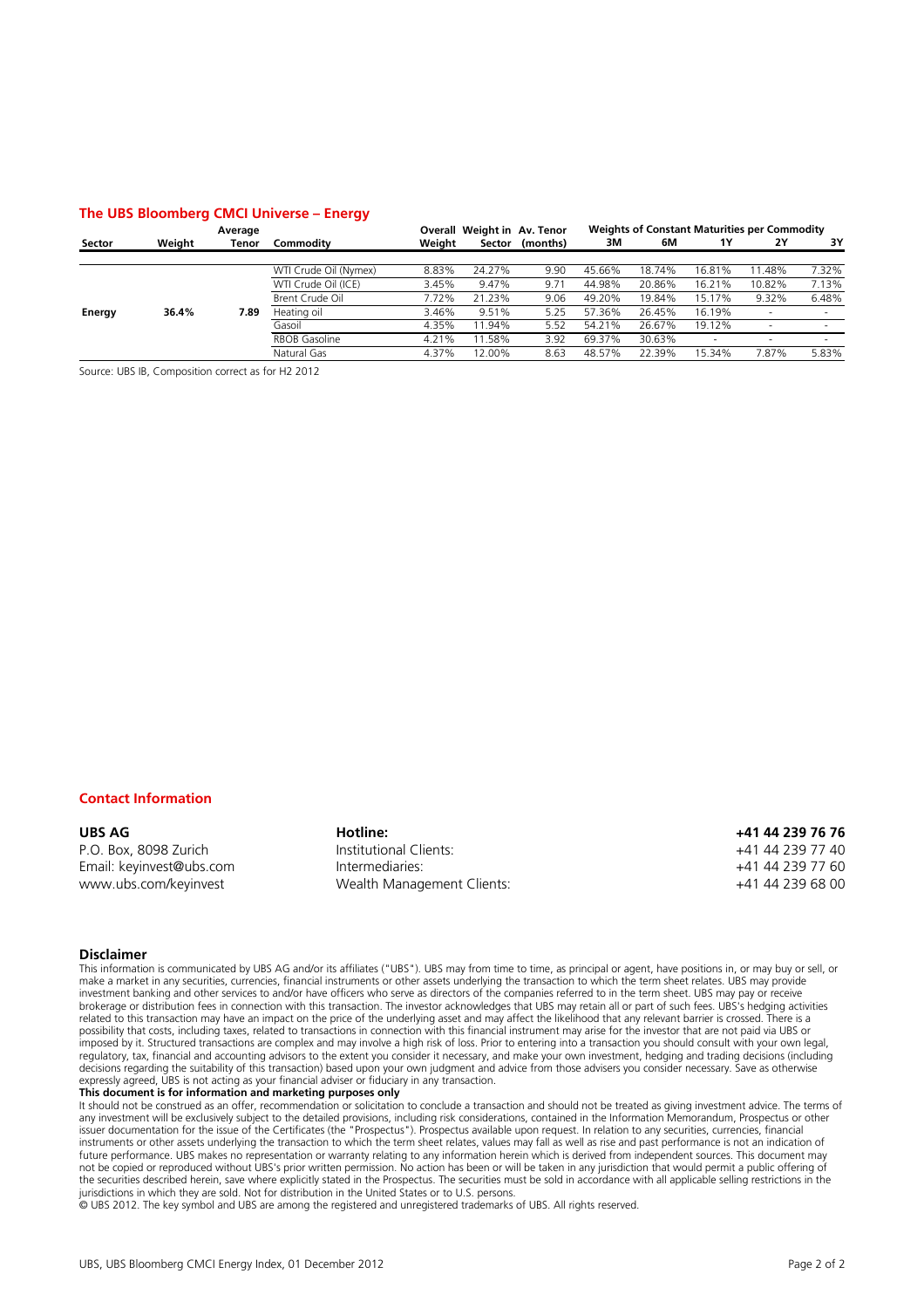## The UBS Bloomberg CMCI Universe – Energy

| Sector | Weight | Average Tenor | Commodity | Overall Weight | Weight in Sector | Av. Tenor (months) | Weights of Constant Maturities per Commodity 3M | 6M | 1Y | 2Y | 3Y |
|---|---|---|---|---|---|---|---|---|---|---|---|
| Energy | 36.4% | 7.89 | WTI Crude Oil (Nymex) | 8.83% | 24.27% | 9.90 | 45.66% | 18.74% | 16.81% | 11.48% | 7.32% |
| | | | WTI Crude Oil (ICE) | 3.45% | 9.47% | 9.71 | 44.98% | 20.86% | 16.21% | 10.82% | 7.13% |
| | | | Brent Crude Oil | 7.72% | 21.23% | 9.06 | 49.20% | 19.84% | 15.17% | 9.32% | 6.48% |
| | | | Heating oil | 3.46% | 9.51% | 5.25 | 57.36% | 26.45% | 16.19% | - | - |
| | | | Gasoil | 4.35% | 11.94% | 5.52 | 54.21% | 26.67% | 19.12% | - | - |
| | | | RBOB Gasoline | 4.21% | 11.58% | 3.92 | 69.37% | 30.63% | - | - | - |
| | | | Natural Gas | 4.37% | 12.00% | 8.63 | 48.57% | 22.39% | 15.34% | 7.87% | 5.83% |

Source: UBS IB, Composition correct as for H2 2012

## Contact Information

| | | |
|---|---|---|
| **UBS AG** | **Hotline:** | **+41 44 239 76 76** |
| P.O. Box, 8098 Zurich | Institutional Clients: | +41 44 239 77 40 |
| Email: keyinvest@ubs.com | Intermediaries: | +41 44 239 77 60 |
| www.ubs.com/keyinvest | Wealth Management Clients: | +41 44 239 68 00 |

## Disclaimer

This information is communicated by UBS AG and/or its affiliates ("UBS"). UBS may from time to time, as principal or agent, have positions in, or may buy or sell, or make a market in any securities, currencies, financial instruments or other assets underlying the transaction to which the term sheet relates. UBS may provide investment banking and other services to and/or have officers who serve as directors of the companies referred to in the term sheet. UBS may pay or receive brokerage or distribution fees in connection with this transaction. The investor acknowledges that UBS may retain all or part of such fees. UBS's hedging activities related to this transaction may have an impact on the price of the underlying asset and may affect the likelihood that any relevant barrier is crossed. There is a possibility that costs, including taxes, related to transactions in connection with this financial instrument may arise for the investor that are not paid via UBS or imposed by it. Structured transactions are complex and may involve a high risk of loss. Prior to entering into a transaction you should consult with your own legal, regulatory, tax, financial and accounting advisors to the extent you consider it necessary, and make your own investment, hedging and trading decisions (including decisions regarding the suitability of this transaction) based upon your own judgment and advice from those advisers you consider necessary. Save as otherwise expressly agreed, UBS is not acting as your financial adviser or fiduciary in any transaction.

**This document is for information and marketing purposes only**

It should not be construed as an offer, recommendation or solicitation to conclude a transaction and should not be treated as giving investment advice. The terms of any investment will be exclusively subject to the detailed provisions, including risk considerations, contained in the Information Memorandum, Prospectus or other issuer documentation for the issue of the Certificates (the "Prospectus"). Prospectus available upon request. In relation to any securities, currencies, financial instruments or other assets underlying the transaction to which the term sheet relates, values may fall as well as rise and past performance is not an indication of future performance. UBS makes no representation or warranty relating to any information herein which is derived from independent sources. This document may not be copied or reproduced without UBS's prior written permission. No action has been or will be taken in any jurisdiction that would permit a public offering of the securities described herein, save where explicitly stated in the Prospectus. The securities must be sold in accordance with all applicable selling restrictions in the jurisdictions in which they are sold. Not for distribution in the United States or to U.S. persons.

© UBS 2012. The key symbol and UBS are among the registered and unregistered trademarks of UBS. All rights reserved.